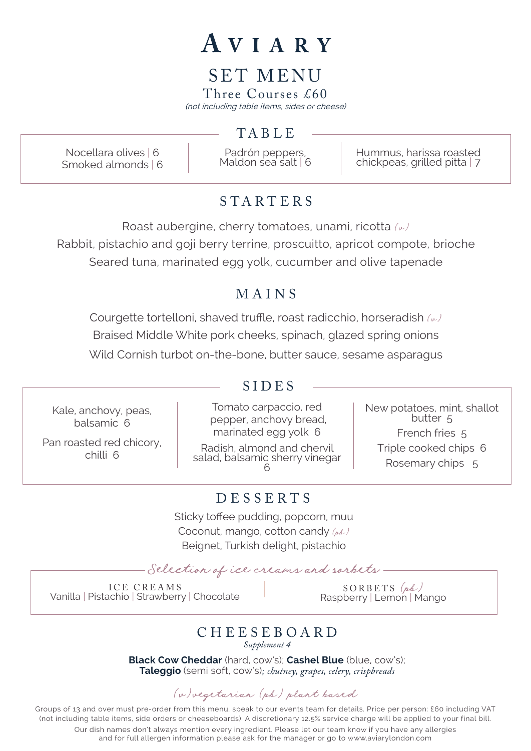# Aviary

## SET MENU

### Three Courses £60

*(not including table items, sides or cheese)*

## TABLE

Nocellara olives | 6
Smoked almonds | 6

Padrón peppers, Maldon sea salt | 6

Hummus, harissa roasted chickpeas, grilled pitta | 7

## STARTERS

Roast aubergine, cherry tomatoes, unami, ricotta *(v)*

Rabbit, pistachio and goji berry terrine, proscuitto, apricot compote, brioche

Seared tuna, marinated egg yolk, cucumber and olive tapenade

## MAINS

Courgette tortelloni, shaved truffle, roast radicchio, horseradish *(v)*

Braised Middle White pork cheeks, spinach, glazed spring onions

Wild Cornish turbot on-the-bone, butter sauce, sesame asparagus

## SIDES

Kale, anchovy, peas, balsamic 6

Pan roasted red chicory, chilli 6

Tomato carpaccio, red pepper, anchovy bread, marinated egg yolk 6

Radish, almond and chervil salad, balsamic sherry vinegar 6

New potatoes, mint, shallot butter 5

French fries 5

Triple cooked chips 6

Rosemary chips 5

## DESSERTS

Sticky toffee pudding, popcorn, muu

Coconut, mango, cotton candy *(pb)*

Beignet, Turkish delight, pistachio

*Selection of ice creams and sorbets*

ICE CREAMS
Vanilla | Pistachio | Strawberry | Chocolate

SORBETS *(pb)*
Raspberry | Lemon | Mango

## CHEESEBOARD

*Supplement 4*

**Black Cow Cheddar** (hard, cow's); **Cashel Blue** (blue, cow's); **Taleggio** (semi soft, cow's); *chutney, grapes, celery, crispbreads*

*(v) vegetarian (pb) plant based*

Groups of 13 and over must pre-order from this menu, speak to our events team for details. Price per person: £60 including VAT (not including table items, side orders or cheeseboards). A discretionary 12.5% service charge will be applied to your final bill.

Our dish names don't always mention every ingredient. Please let our team know if you have any allergies and for full allergen information please ask for the manager or go to www.aviarylondon.com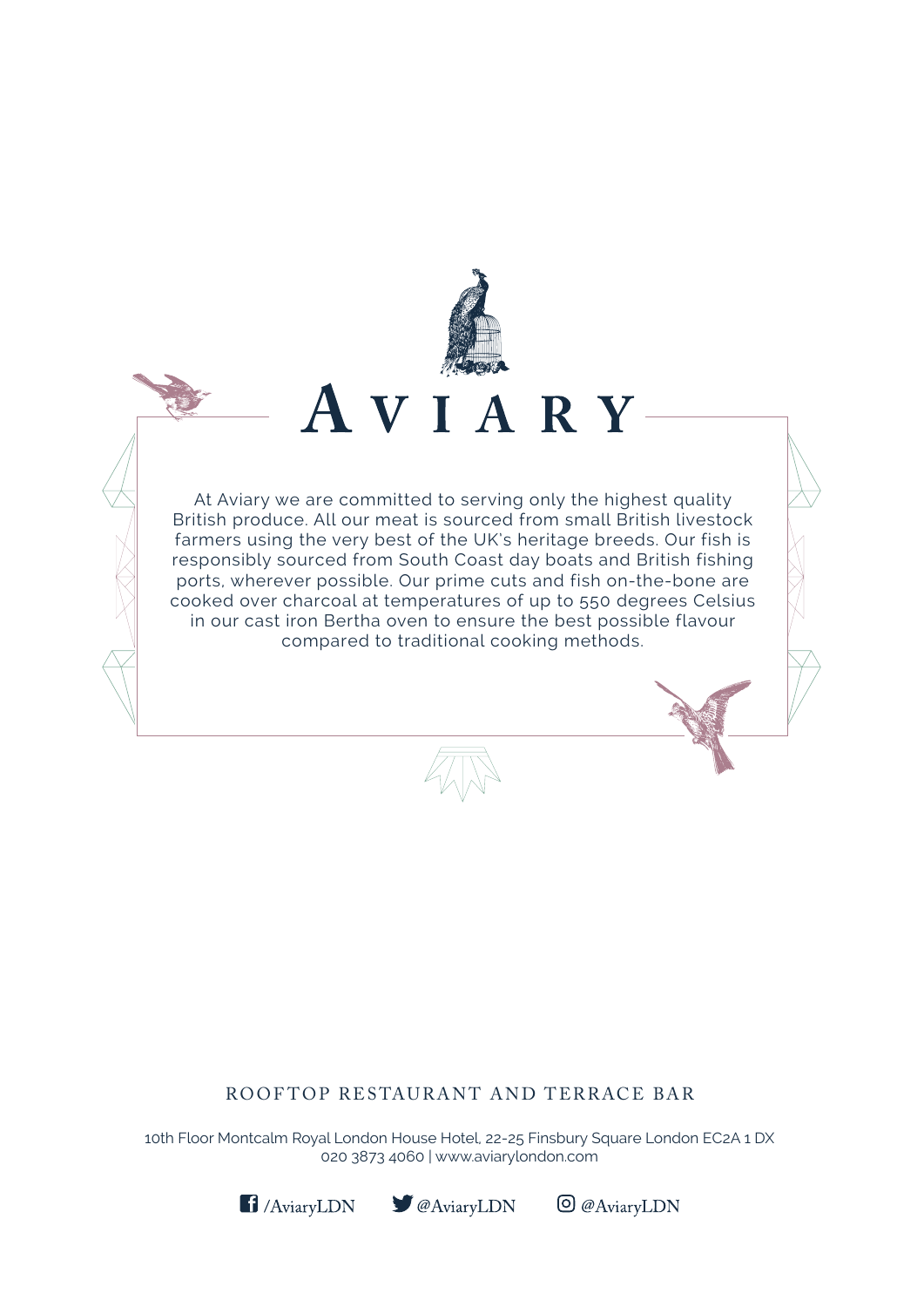# AVIARY

At Aviary we are committed to serving only the highest quality British produce. All our meat is sourced from small British livestock farmers using the very best of the UK's heritage breeds. Our fish is responsibly sourced from South Coast day boats and British fishing ports, wherever possible. Our prime cuts and fish on-the-bone are cooked over charcoal at temperatures of up to 550 degrees Celsius in our cast iron Bertha oven to ensure the best possible flavour compared to traditional cooking methods.

ROOFTOP RESTAURANT AND TERRACE BAR

10th Floor Montcalm Royal London House Hotel, 22-25 Finsbury Square London EC2A 1 DX
020 3873 4060 | www.aviarylondon.com

/AviaryLDN @AviaryLDN @AviaryLDN